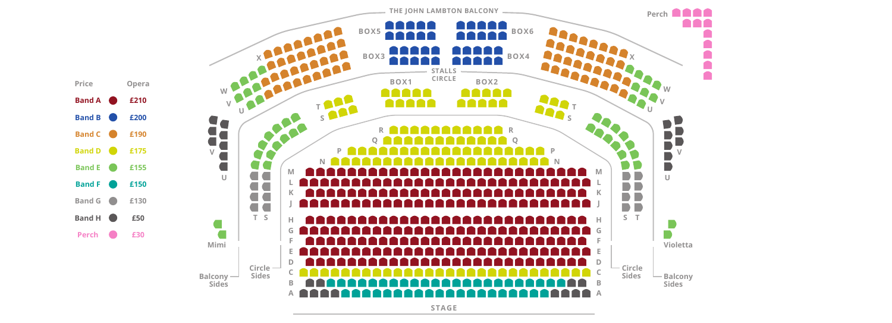| Price | Opera |
| --- | --- |
| Band A | £210 |
| Band B | £200 |
| Band C | £190 |
| Band D | £175 |
| Band E | £155 |
| Band F | £150 |
| Band G | £130 |
| Band H | £50 |
| Perch | £30 |

THE JOHN LAMBTON BALCONY

Perch

BOX5 BOX6

BOX3 BOX4

STALLS CIRCLE

BOX1 BOX2

X W V U T S R Q P N M L K J H G F E D C B A

Mimi

Violetta

Balcony Sides

Circle Sides

Circle Sides

Balcony Sides

STAGE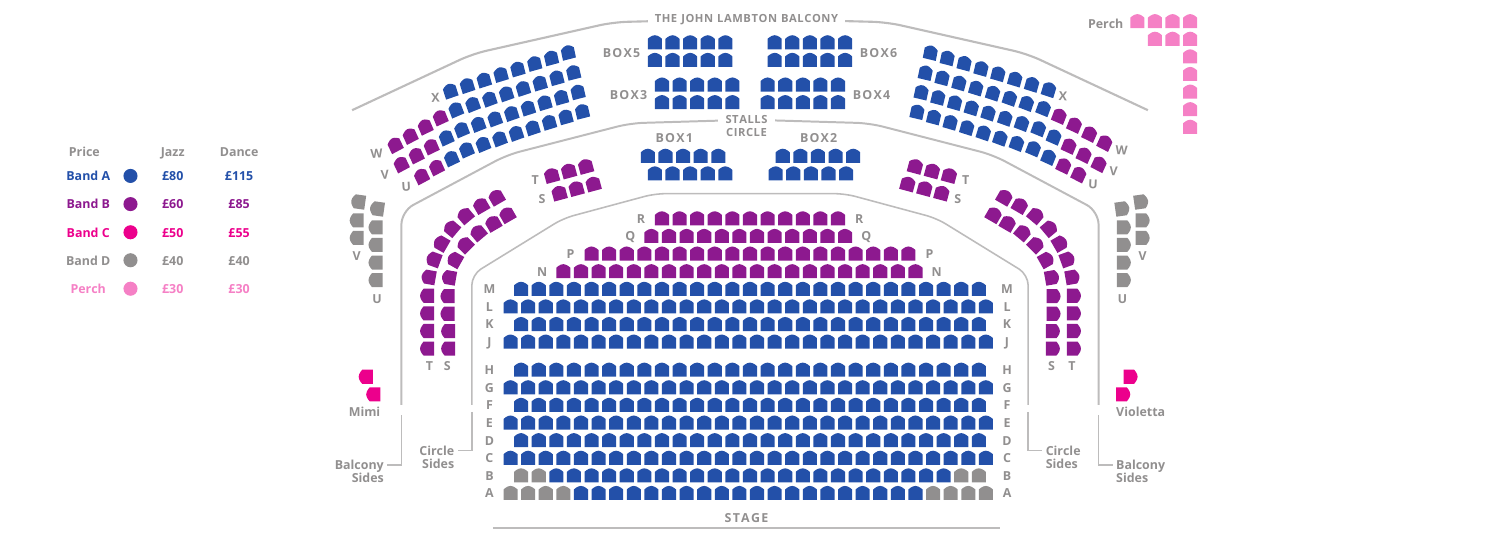| Price | | Jazz | Dance |
|---|---|---|---|
| Band A | ● | £80 | £115 |
| Band B | ● | £60 | £85 |
| Band C | ● | £50 | £55 |
| Band D | ● | £40 | £40 |
| Perch | ● | £30 | £30 |

THE JOHN LAMBTON BALCONY

Perch

BOX5

BOX6

BOX3

BOX4

STALLS CIRCLE

BOX1

BOX2

X

W

V

U

T

S

R

Q

P

N

M

L

K

J

H

G

F

E

D

C

B

A

Mimi

Violetta

Balcony Sides

Circle Sides

STAGE